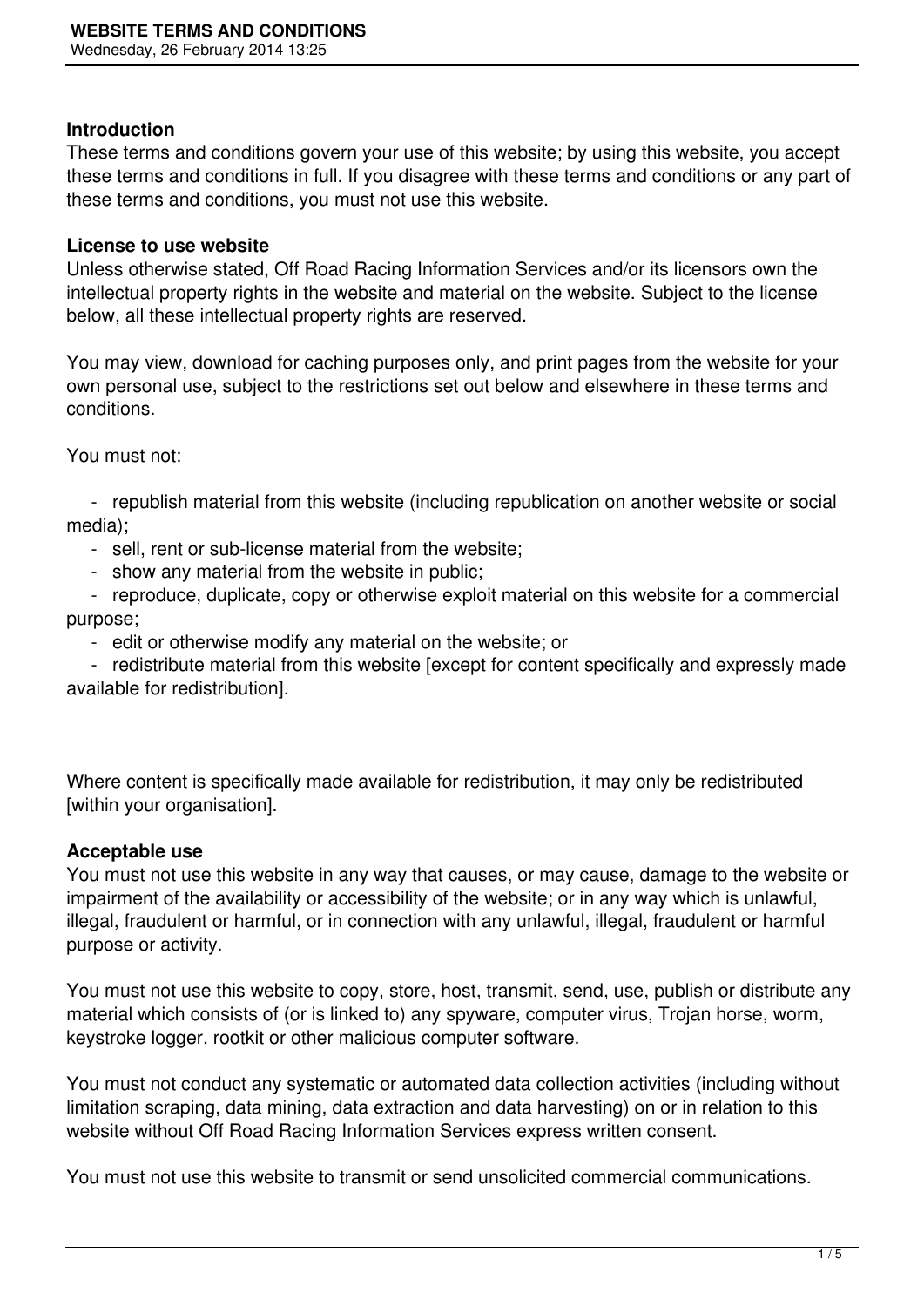# WEBSITE TERMS AND CONDITIONS

Wednesday, 26 February 2014 13:25

### Introduction

These terms and conditions govern your use of this website; by using this website, you accept these terms and conditions in full. If you disagree with these terms and conditions or any part of these terms and conditions, you must not use this website.

### License to use website

Unless otherwise stated, Off Road Racing Information Services and/or its licensors own the intellectual property rights in the website and material on the website. Subject to the license below, all these intellectual property rights are reserved.

You may view, download for caching purposes only, and print pages from the website for your own personal use, subject to the restrictions set out below and elsewhere in these terms and conditions.

You must not:

- republish material from this website (including republication on another website or social media);
- sell, rent or sub-license material from the website;
- show any material from the website in public;
- reproduce, duplicate, copy or otherwise exploit material on this website for a commercial purpose;
- edit or otherwise modify any material on the website; or
- redistribute material from this website [except for content specifically and expressly made available for redistribution].

Where content is specifically made available for redistribution, it may only be redistributed [within your organisation].

### Acceptable use

You must not use this website in any way that causes, or may cause, damage to the website or impairment of the availability or accessibility of the website; or in any way which is unlawful, illegal, fraudulent or harmful, or in connection with any unlawful, illegal, fraudulent or harmful purpose or activity.

You must not use this website to copy, store, host, transmit, send, use, publish or distribute any material which consists of (or is linked to) any spyware, computer virus, Trojan horse, worm, keystroke logger, rootkit or other malicious computer software.

You must not conduct any systematic or automated data collection activities (including without limitation scraping, data mining, data extraction and data harvesting) on or in relation to this website without Off Road Racing Information Services express written consent.

You must not use this website to transmit or send unsolicited commercial communications.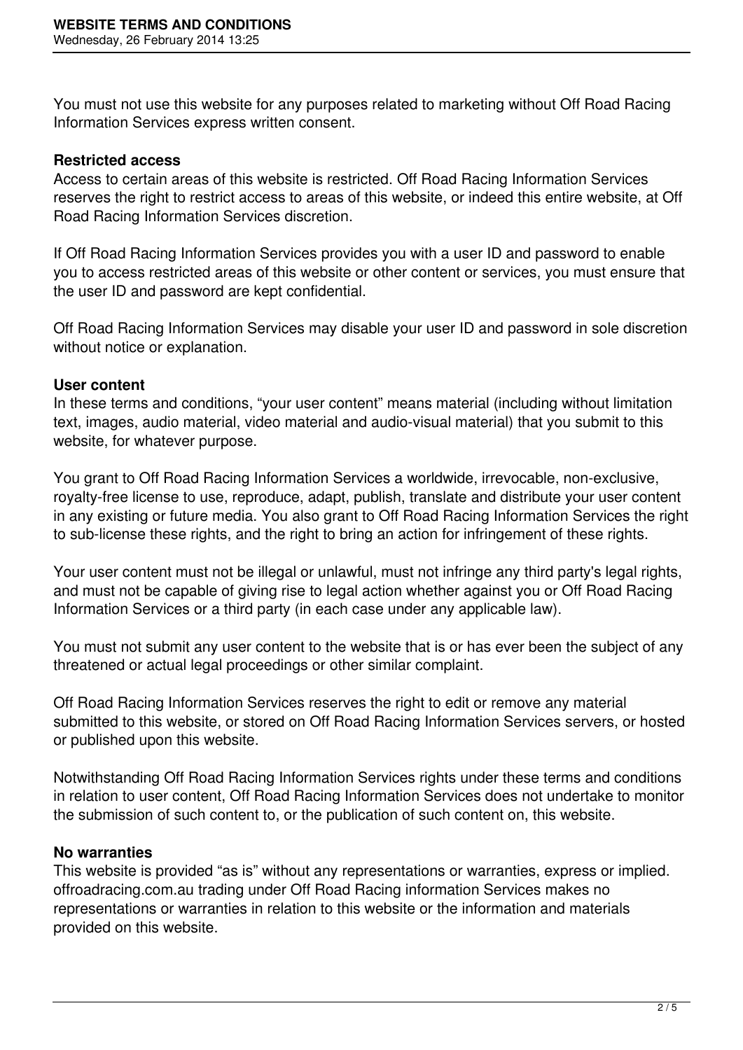You must not use this website for any purposes related to marketing without Off Road Racing Information Services express written consent.

**Restricted access**

Access to certain areas of this website is restricted. Off Road Racing Information Services reserves the right to restrict access to areas of this website, or indeed this entire website, at Off Road Racing Information Services discretion.

If Off Road Racing Information Services provides you with a user ID and password to enable you to access restricted areas of this website or other content or services, you must ensure that the user ID and password are kept confidential.

Off Road Racing Information Services may disable your user ID and password in sole discretion without notice or explanation.

**User content**

In these terms and conditions, "your user content" means material (including without limitation text, images, audio material, video material and audio-visual material) that you submit to this website, for whatever purpose.

You grant to Off Road Racing Information Services a worldwide, irrevocable, non-exclusive, royalty-free license to use, reproduce, adapt, publish, translate and distribute your user content in any existing or future media. You also grant to Off Road Racing Information Services the right to sub-license these rights, and the right to bring an action for infringement of these rights.

Your user content must not be illegal or unlawful, must not infringe any third party's legal rights, and must not be capable of giving rise to legal action whether against you or Off Road Racing Information Services or a third party (in each case under any applicable law).

You must not submit any user content to the website that is or has ever been the subject of any threatened or actual legal proceedings or other similar complaint.

Off Road Racing Information Services reserves the right to edit or remove any material submitted to this website, or stored on Off Road Racing Information Services servers, or hosted or published upon this website.

Notwithstanding Off Road Racing Information Services rights under these terms and conditions in relation to user content, Off Road Racing Information Services does not undertake to monitor the submission of such content to, or the publication of such content on, this website.

**No warranties**

This website is provided "as is" without any representations or warranties, express or implied. offroadracing.com.au trading under Off Road Racing information Services makes no representations or warranties in relation to this website or the information and materials provided on this website.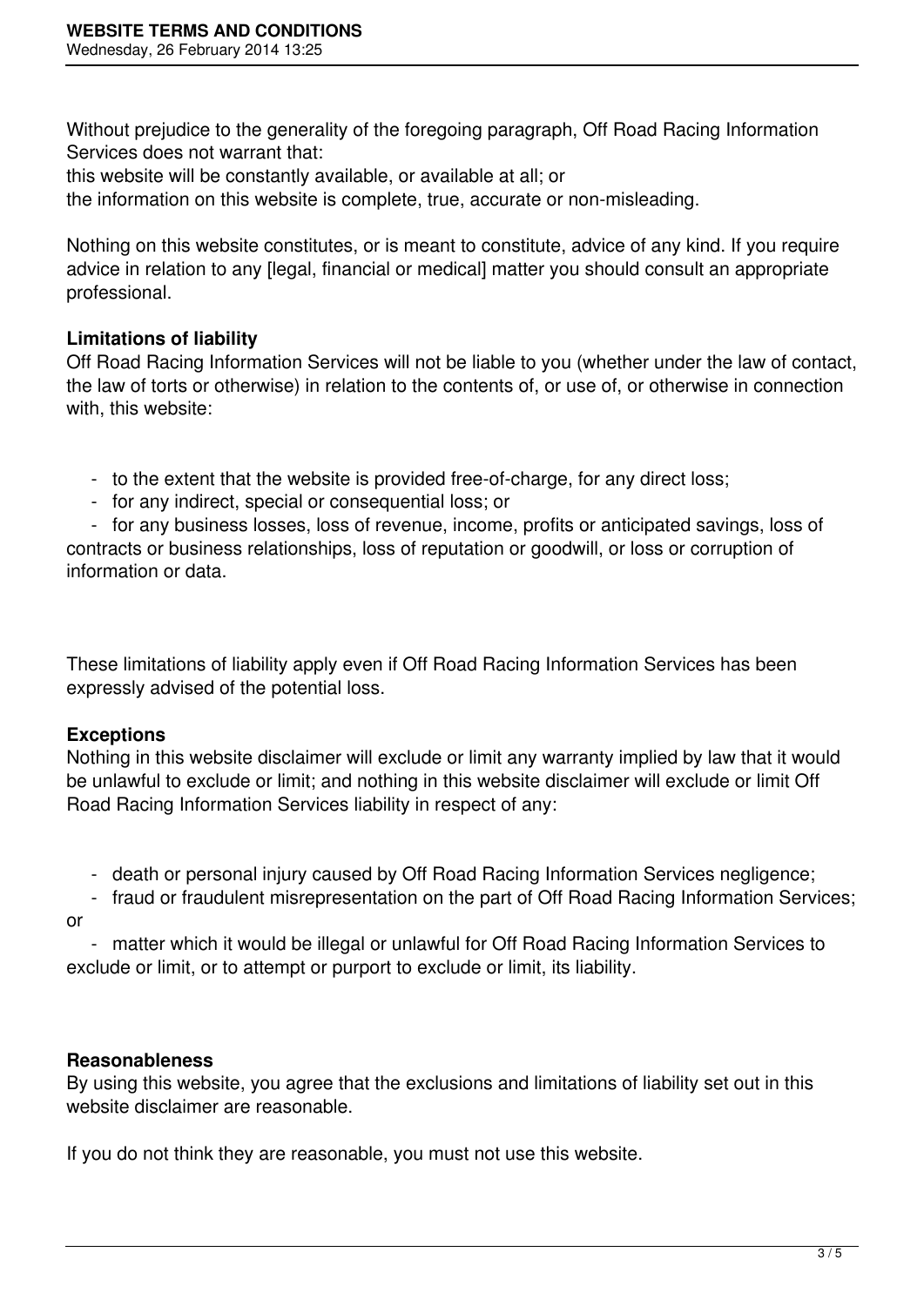Without prejudice to the generality of the foregoing paragraph, Off Road Racing Information Services does not warrant that:

this website will be constantly available, or available at all; or

the information on this website is complete, true, accurate or non-misleading.

Nothing on this website constitutes, or is meant to constitute, advice of any kind. If you require advice in relation to any [legal, financial or medical] matter you should consult an appropriate professional.

**Limitations of liability**

Off Road Racing Information Services will not be liable to you (whether under the law of contact, the law of torts or otherwise) in relation to the contents of, or use of, or otherwise in connection with, this website:

- to the extent that the website is provided free-of-charge, for any direct loss;
- for any indirect, special or consequential loss; or
- for any business losses, loss of revenue, income, profits or anticipated savings, loss of contracts or business relationships, loss of reputation or goodwill, or loss or corruption of information or data.

These limitations of liability apply even if Off Road Racing Information Services has been expressly advised of the potential loss.

**Exceptions**

Nothing in this website disclaimer will exclude or limit any warranty implied by law that it would be unlawful to exclude or limit; and nothing in this website disclaimer will exclude or limit Off Road Racing Information Services liability in respect of any:

- death or personal injury caused by Off Road Racing Information Services negligence;
- fraud or fraudulent misrepresentation on the part of Off Road Racing Information Services; or
- matter which it would be illegal or unlawful for Off Road Racing Information Services to exclude or limit, or to attempt or purport to exclude or limit, its liability.

**Reasonableness**

By using this website, you agree that the exclusions and limitations of liability set out in this website disclaimer are reasonable.

If you do not think they are reasonable, you must not use this website.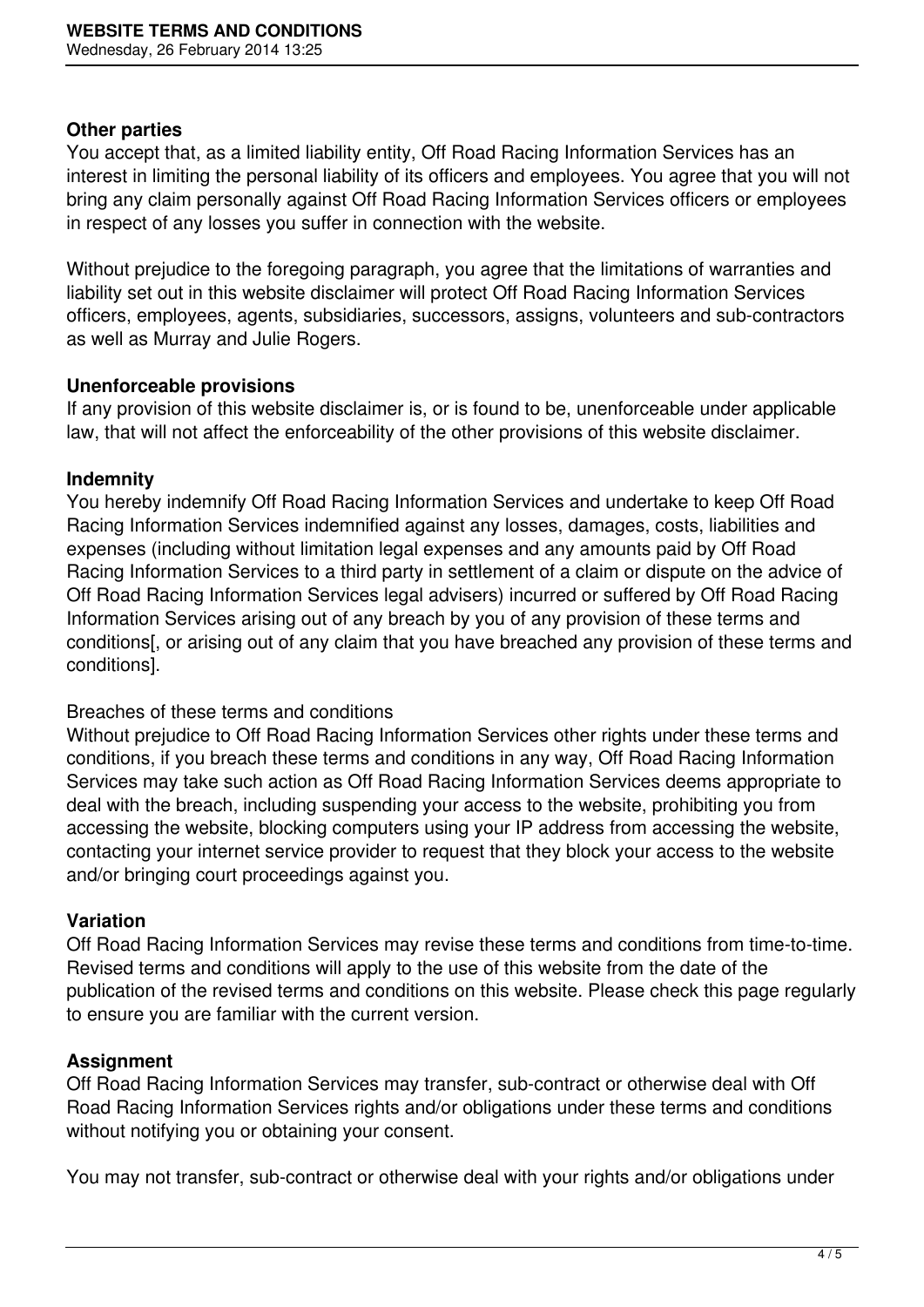**Other parties**

You accept that, as a limited liability entity, Off Road Racing Information Services has an interest in limiting the personal liability of its officers and employees. You agree that you will not bring any claim personally against Off Road Racing Information Services officers or employees in respect of any losses you suffer in connection with the website.

Without prejudice to the foregoing paragraph, you agree that the limitations of warranties and liability set out in this website disclaimer will protect Off Road Racing Information Services officers, employees, agents, subsidiaries, successors, assigns, volunteers and sub-contractors as well as Murray and Julie Rogers.

**Unenforceable provisions**

If any provision of this website disclaimer is, or is found to be, unenforceable under applicable law, that will not affect the enforceability of the other provisions of this website disclaimer.

**Indemnity**

You hereby indemnify Off Road Racing Information Services and undertake to keep Off Road Racing Information Services indemnified against any losses, damages, costs, liabilities and expenses (including without limitation legal expenses and any amounts paid by Off Road Racing Information Services to a third party in settlement of a claim or dispute on the advice of Off Road Racing Information Services legal advisers) incurred or suffered by Off Road Racing Information Services arising out of any breach by you of any provision of these terms and conditions[, or arising out of any claim that you have breached any provision of these terms and conditions].

Breaches of these terms and conditions

Without prejudice to Off Road Racing Information Services other rights under these terms and conditions, if you breach these terms and conditions in any way, Off Road Racing Information Services may take such action as Off Road Racing Information Services deems appropriate to deal with the breach, including suspending your access to the website, prohibiting you from accessing the website, blocking computers using your IP address from accessing the website, contacting your internet service provider to request that they block your access to the website and/or bringing court proceedings against you.

**Variation**

Off Road Racing Information Services may revise these terms and conditions from time-to-time. Revised terms and conditions will apply to the use of this website from the date of the publication of the revised terms and conditions on this website. Please check this page regularly to ensure you are familiar with the current version.

**Assignment**

Off Road Racing Information Services may transfer, sub-contract or otherwise deal with Off Road Racing Information Services rights and/or obligations under these terms and conditions without notifying you or obtaining your consent.

You may not transfer, sub-contract or otherwise deal with your rights and/or obligations under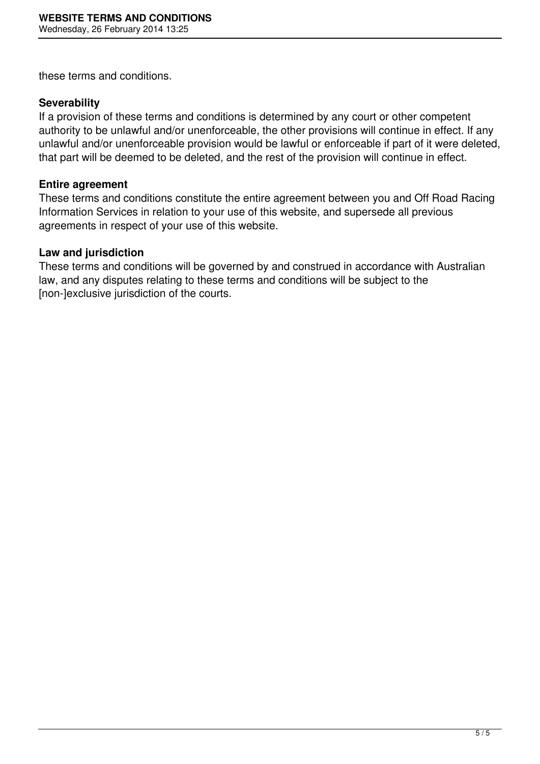these terms and conditions.

### Severability

If a provision of these terms and conditions is determined by any court or other competent authority to be unlawful and/or unenforceable, the other provisions will continue in effect. If any unlawful and/or unenforceable provision would be lawful or enforceable if part of it were deleted, that part will be deemed to be deleted, and the rest of the provision will continue in effect.

### Entire agreement

These terms and conditions constitute the entire agreement between you and Off Road Racing Information Services in relation to your use of this website, and supersede all previous agreements in respect of your use of this website.

### Law and jurisdiction

These terms and conditions will be governed by and construed in accordance with Australian law, and any disputes relating to these terms and conditions will be subject to the [non-]exclusive jurisdiction of the courts.